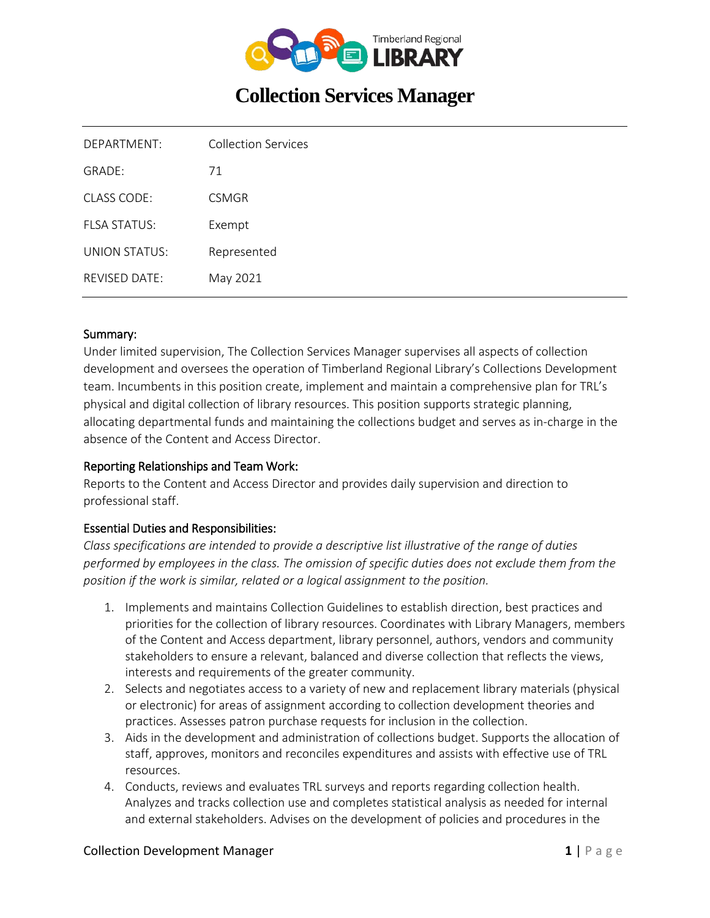Timberland Regional LIBRARY

# Collection Services Manager

| DEPARTMENT: | Collection Services |
|---|---|
| GRADE: | 71 |
| CLASS CODE: | CSMGR |
| FLSA STATUS: | Exempt |
| UNION STATUS: | Represented |
| REVISED DATE: | May 2021 |

## Summary:

Under limited supervision, The Collection Services Manager supervises all aspects of collection development and oversees the operation of Timberland Regional Library's Collections Development team. Incumbents in this position create, implement and maintain a comprehensive plan for TRL's physical and digital collection of library resources. This position supports strategic planning, allocating departmental funds and maintaining the collections budget and serves as in-charge in the absence of the Content and Access Director.

## Reporting Relationships and Team Work:

Reports to the Content and Access Director and provides daily supervision and direction to professional staff.

## Essential Duties and Responsibilities:

*Class specifications are intended to provide a descriptive list illustrative of the range of duties performed by employees in the class. The omission of specific duties does not exclude them from the position if the work is similar, related or a logical assignment to the position.*

1. Implements and maintains Collection Guidelines to establish direction, best practices and priorities for the collection of library resources. Coordinates with Library Managers, members of the Content and Access department, library personnel, authors, vendors and community stakeholders to ensure a relevant, balanced and diverse collection that reflects the views, interests and requirements of the greater community.
2. Selects and negotiates access to a variety of new and replacement library materials (physical or electronic) for areas of assignment according to collection development theories and practices. Assesses patron purchase requests for inclusion in the collection.
3. Aids in the development and administration of collections budget. Supports the allocation of staff, approves, monitors and reconciles expenditures and assists with effective use of TRL resources.
4. Conducts, reviews and evaluates TRL surveys and reports regarding collection health. Analyzes and tracks collection use and completes statistical analysis as needed for internal and external stakeholders. Advises on the development of policies and procedures in the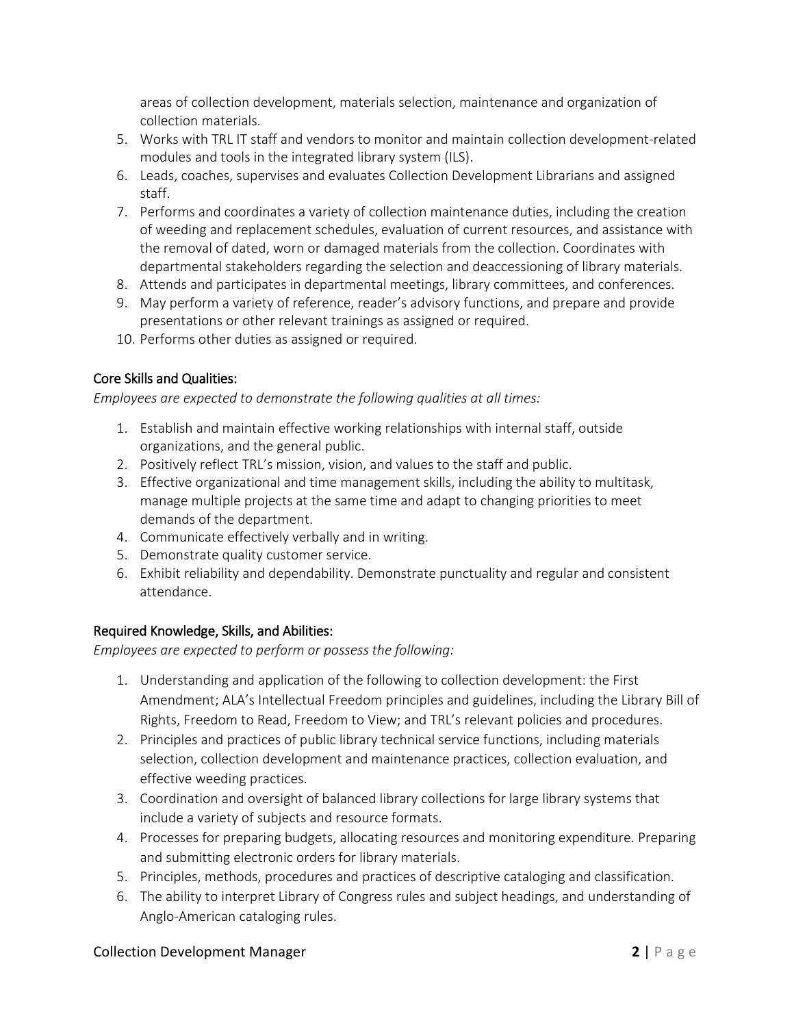areas of collection development, materials selection, maintenance and organization of collection materials.

5. Works with TRL IT staff and vendors to monitor and maintain collection development-related modules and tools in the integrated library system (ILS).
6. Leads, coaches, supervises and evaluates Collection Development Librarians and assigned staff.
7. Performs and coordinates a variety of collection maintenance duties, including the creation of weeding and replacement schedules, evaluation of current resources, and assistance with the removal of dated, worn or damaged materials from the collection. Coordinates with departmental stakeholders regarding the selection and deaccessioning of library materials.
8. Attends and participates in departmental meetings, library committees, and conferences.
9. May perform a variety of reference, reader's advisory functions, and prepare and provide presentations or other relevant trainings as assigned or required.
10. Performs other duties as assigned or required.

## Core Skills and Qualities:

*Employees are expected to demonstrate the following qualities at all times:*

1. Establish and maintain effective working relationships with internal staff, outside organizations, and the general public.
2. Positively reflect TRL's mission, vision, and values to the staff and public.
3. Effective organizational and time management skills, including the ability to multitask, manage multiple projects at the same time and adapt to changing priorities to meet demands of the department.
4. Communicate effectively verbally and in writing.
5. Demonstrate quality customer service.
6. Exhibit reliability and dependability. Demonstrate punctuality and regular and consistent attendance.

## Required Knowledge, Skills, and Abilities:

*Employees are expected to perform or possess the following:*

1. Understanding and application of the following to collection development: the First Amendment; ALA's Intellectual Freedom principles and guidelines, including the Library Bill of Rights, Freedom to Read, Freedom to View; and TRL's relevant policies and procedures.
2. Principles and practices of public library technical service functions, including materials selection, collection development and maintenance practices, collection evaluation, and effective weeding practices.
3. Coordination and oversight of balanced library collections for large library systems that include a variety of subjects and resource formats.
4. Processes for preparing budgets, allocating resources and monitoring expenditure. Preparing and submitting electronic orders for library materials.
5. Principles, methods, procedures and practices of descriptive cataloging and classification.
6. The ability to interpret Library of Congress rules and subject headings, and understanding of Anglo-American cataloging rules.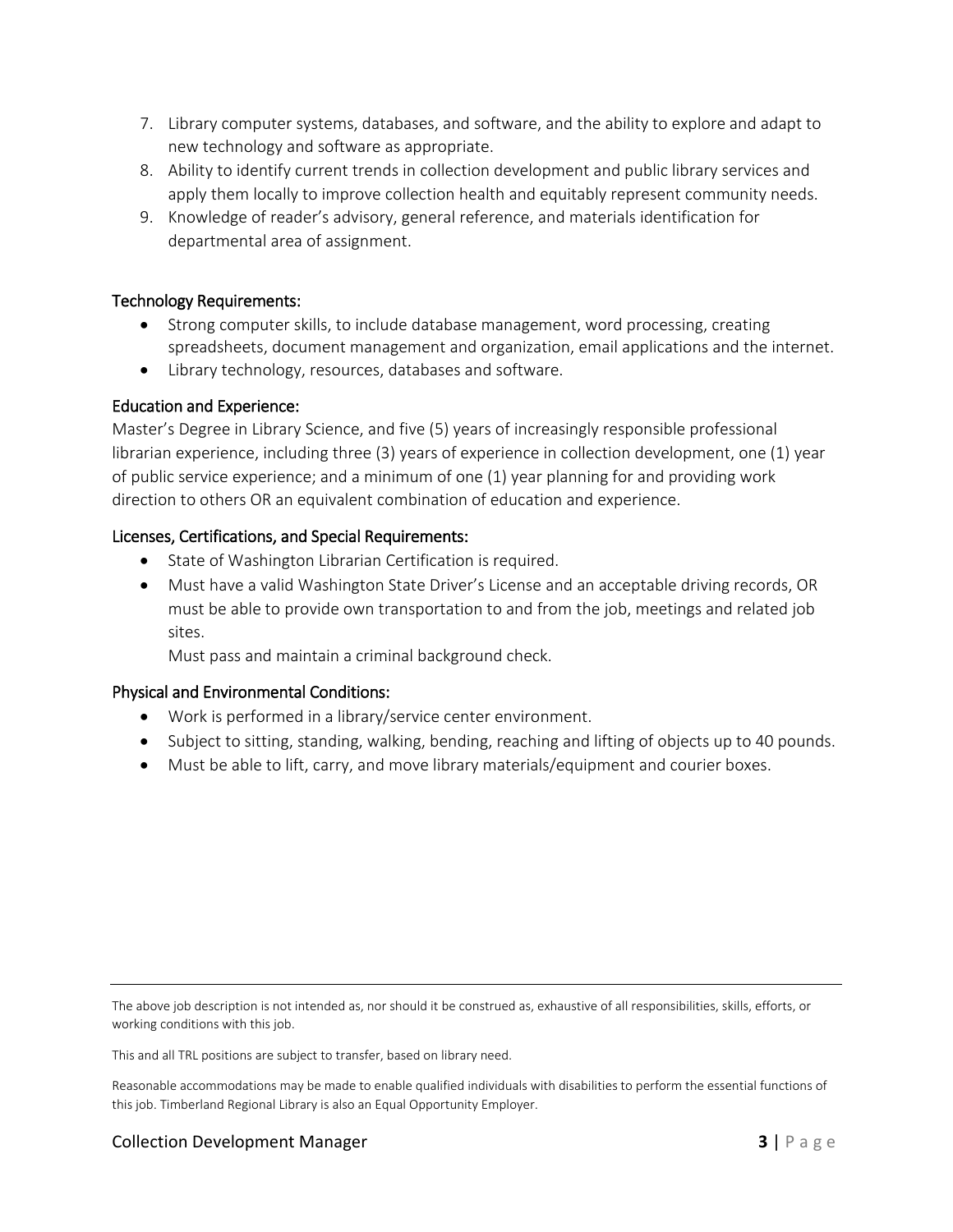7. Library computer systems, databases, and software, and the ability to explore and adapt to new technology and software as appropriate.
8. Ability to identify current trends in collection development and public library services and apply them locally to improve collection health and equitably represent community needs.
9. Knowledge of reader's advisory, general reference, and materials identification for departmental area of assignment.

## Technology Requirements:

- Strong computer skills, to include database management, word processing, creating spreadsheets, document management and organization, email applications and the internet.
- Library technology, resources, databases and software.

## Education and Experience:

Master's Degree in Library Science, and five (5) years of increasingly responsible professional librarian experience, including three (3) years of experience in collection development, one (1) year of public service experience; and a minimum of one (1) year planning for and providing work direction to others OR an equivalent combination of education and experience.

## Licenses, Certifications, and Special Requirements:

- State of Washington Librarian Certification is required.
- Must have a valid Washington State Driver's License and an acceptable driving records, OR must be able to provide own transportation to and from the job, meetings and related job sites.

  Must pass and maintain a criminal background check.

## Physical and Environmental Conditions:

- Work is performed in a library/service center environment.
- Subject to sitting, standing, walking, bending, reaching and lifting of objects up to 40 pounds.
- Must be able to lift, carry, and move library materials/equipment and courier boxes.

---

The above job description is not intended as, nor should it be construed as, exhaustive of all responsibilities, skills, efforts, or working conditions with this job.

This and all TRL positions are subject to transfer, based on library need.

Reasonable accommodations may be made to enable qualified individuals with disabilities to perform the essential functions of this job. Timberland Regional Library is also an Equal Opportunity Employer.